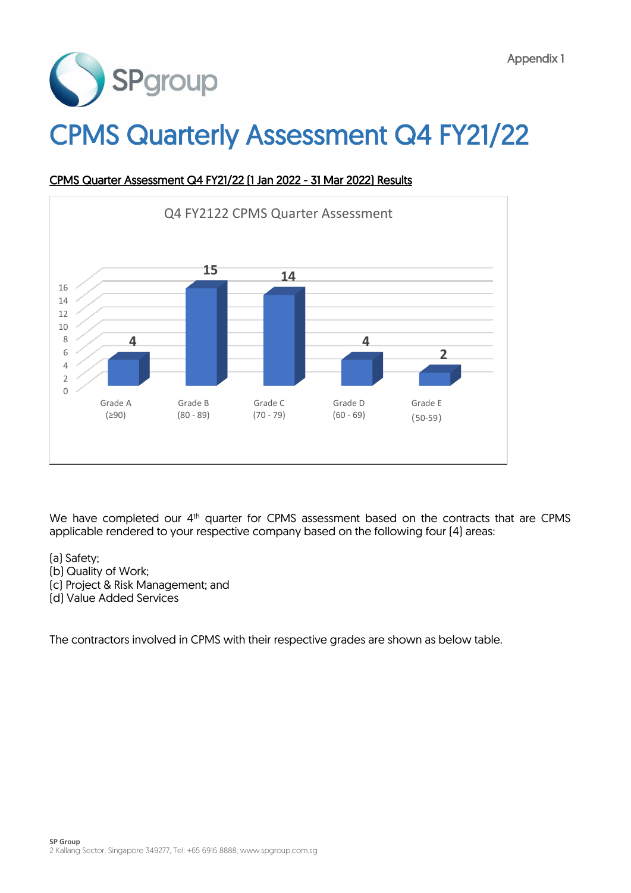Appendix 1

# CPMS Quarterly Assessment Q4 FY21/22

CPMS Quarter Assessment Q4 FY21/22 (1 Jan 2022 - 31 Mar 2022) Results

Q4 FY2122 CPMS Quarter Assessment

| Grade | Count |
|---|---|
| Grade A (≥90) | 4 |
| Grade B (80 - 89) | 15 |
| Grade C (70 - 79) | 14 |
| Grade D (60 - 69) | 4 |
| Grade E (50-59) | 2 |

We have completed our 4th quarter for CPMS assessment based on the contracts that are CPMS applicable rendered to your respective company based on the following four (4) areas:

(a) Safety;
(b) Quality of Work;
(c) Project & Risk Management; and
(d) Value Added Services

The contractors involved in CPMS with their respective grades are shown as below table.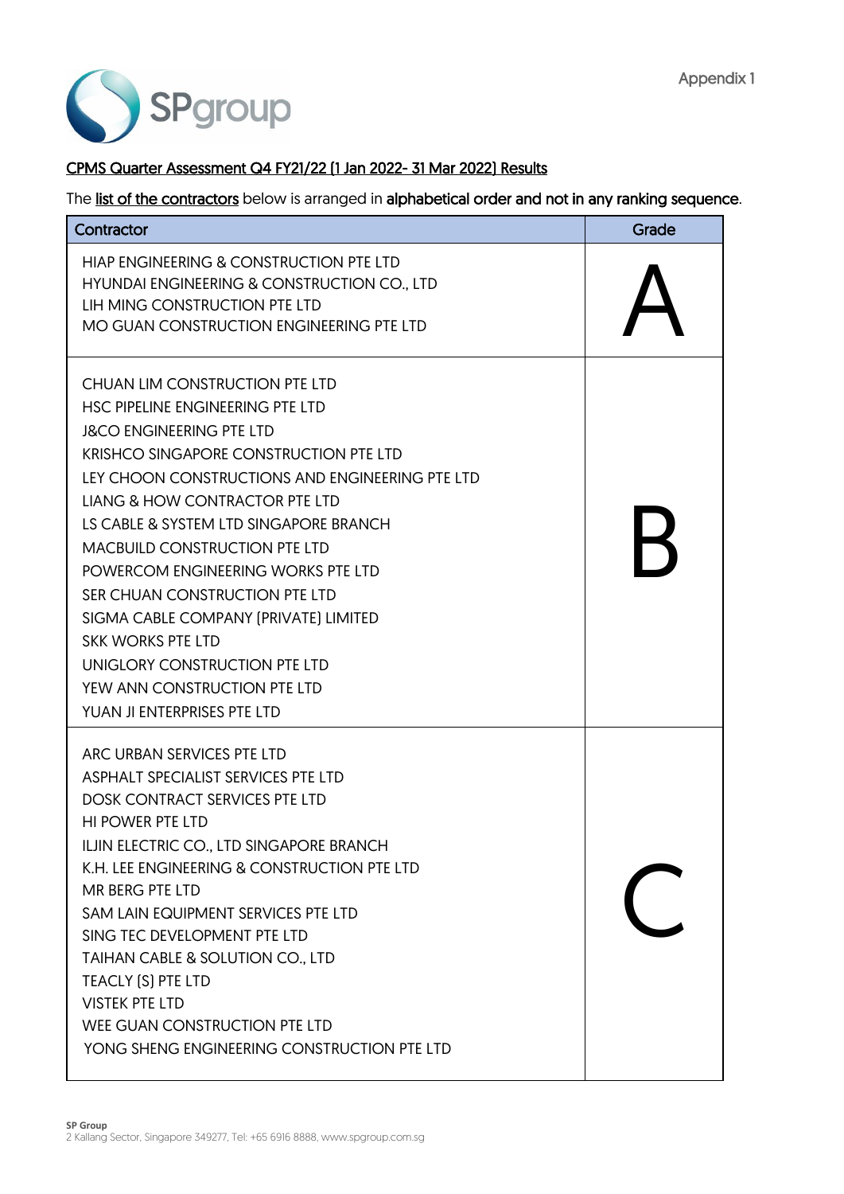Appendix 1

SPgroup

CPMS Quarter Assessment Q4 FY21/22 (1 Jan 2022- 31 Mar 2022) Results

The list of the contractors below is arranged in **alphabetical order and not in any ranking sequence**.

| Contractor | Grade |
| --- | --- |
| HIAP ENGINEERING & CONSTRUCTION PTE LTD<br>HYUNDAI ENGINEERING & CONSTRUCTION CO., LTD<br>LIH MING CONSTRUCTION PTE LTD<br>MO GUAN CONSTRUCTION ENGINEERING PTE LTD | A |
| CHUAN LIM CONSTRUCTION PTE LTD<br>HSC PIPELINE ENGINEERING PTE LTD<br>J&CO ENGINEERING PTE LTD<br>KRISHCO SINGAPORE CONSTRUCTION PTE LTD<br>LEY CHOON CONSTRUCTIONS AND ENGINEERING PTE LTD<br>LIANG & HOW CONTRACTOR PTE LTD<br>LS CABLE & SYSTEM LTD SINGAPORE BRANCH<br>MACBUILD CONSTRUCTION PTE LTD<br>POWERCOM ENGINEERING WORKS PTE LTD<br>SER CHUAN CONSTRUCTION PTE LTD<br>SIGMA CABLE COMPANY (PRIVATE) LIMITED<br>SKK WORKS PTE LTD<br>UNIGLORY CONSTRUCTION PTE LTD<br>YEW ANN CONSTRUCTION PTE LTD<br>YUAN JI ENTERPRISES PTE LTD | B |
| ARC URBAN SERVICES PTE LTD<br>ASPHALT SPECIALIST SERVICES PTE LTD<br>DOSK CONTRACT SERVICES PTE LTD<br>HI POWER PTE LTD<br>ILJIN ELECTRIC CO., LTD SINGAPORE BRANCH<br>K.H. LEE ENGINEERING & CONSTRUCTION PTE LTD<br>MR BERG PTE LTD<br>SAM LAIN EQUIPMENT SERVICES PTE LTD<br>SING TEC DEVELOPMENT PTE LTD<br>TAIHAN CABLE & SOLUTION CO., LTD<br>TEACLY (S) PTE LTD<br>VISTEK PTE LTD<br>WEE GUAN CONSTRUCTION PTE LTD<br>YONG SHENG ENGINEERING CONSTRUCTION PTE LTD | C |

**SP Group**
2 Kallang Sector, Singapore 349277, Tel: +65 6916 8888, www.spgroup.com.sg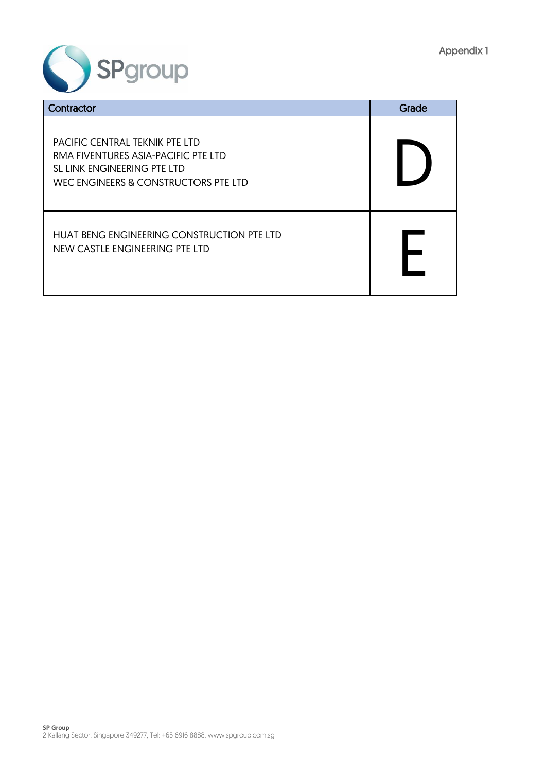Appendix 1

| Contractor | Grade |
|---|---|
| PACIFIC CENTRAL TEKNIK PTE LTD<br>RMA FIVENTURES ASIA-PACIFIC PTE LTD<br>SL LINK ENGINEERING PTE LTD<br>WEC ENGINEERS & CONSTRUCTORS PTE LTD | D |
| HUAT BENG ENGINEERING CONSTRUCTION PTE LTD<br>NEW CASTLE ENGINEERING PTE LTD | E |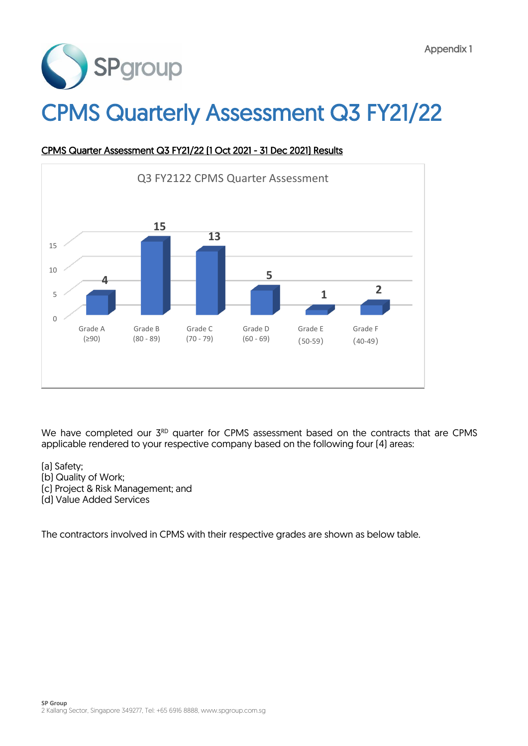Appendix 1

# CPMS Quarterly Assessment Q3 FY21/22

**CPMS Quarter Assessment Q3 FY21/22 (1 Oct 2021 - 31 Dec 2021) Results**

Q3 FY2122 CPMS Quarter Assessment

| Grade | Count |
|---|---|
| Grade A (≥90) | 4 |
| Grade B (80 - 89) | 15 |
| Grade C (70 - 79) | 13 |
| Grade D (60 - 69) | 5 |
| Grade E (50-59) | 1 |
| Grade F (40-49) | 2 |

We have completed our 3RD quarter for CPMS assessment based on the contracts that are CPMS applicable rendered to your respective company based on the following four (4) areas:

(a) Safety;
(b) Quality of Work;
(c) Project & Risk Management; and
(d) Value Added Services

The contractors involved in CPMS with their respective grades are shown as below table.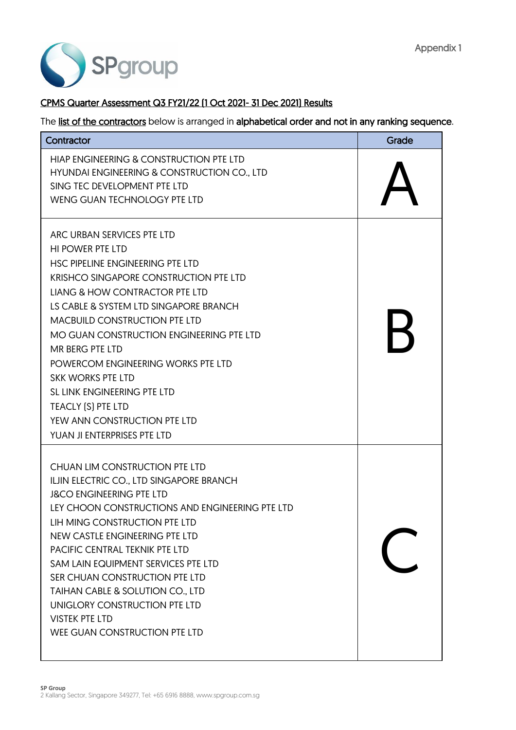Appendix 1

**CPMS Quarter Assessment Q3 FY21/22 (1 Oct 2021- 31 Dec 2021) Results**

The list of the contractors below is arranged in **alphabetical order and not in any ranking sequence**.

| Contractor | Grade |
|---|---|
| HIAP ENGINEERING & CONSTRUCTION PTE LTD<br>HYUNDAI ENGINEERING & CONSTRUCTION CO., LTD<br>SING TEC DEVELOPMENT PTE LTD<br>WENG GUAN TECHNOLOGY PTE LTD | A |
| ARC URBAN SERVICES PTE LTD<br>HI POWER PTE LTD<br>HSC PIPELINE ENGINEERING PTE LTD<br>KRISHCO SINGAPORE CONSTRUCTION PTE LTD<br>LIANG & HOW CONTRACTOR PTE LTD<br>LS CABLE & SYSTEM LTD SINGAPORE BRANCH<br>MACBUILD CONSTRUCTION PTE LTD<br>MO GUAN CONSTRUCTION ENGINEERING PTE LTD<br>MR BERG PTE LTD<br>POWERCOM ENGINEERING WORKS PTE LTD<br>SKK WORKS PTE LTD<br>SL LINK ENGINEERING PTE LTD<br>TEACLY (S) PTE LTD<br>YEW ANN CONSTRUCTION PTE LTD<br>YUAN JI ENTERPRISES PTE LTD | B |
| CHUAN LIM CONSTRUCTION PTE LTD<br>ILJIN ELECTRIC CO., LTD SINGAPORE BRANCH<br>J&CO ENGINEERING PTE LTD<br>LEY CHOON CONSTRUCTIONS AND ENGINEERING PTE LTD<br>LIH MING CONSTRUCTION PTE LTD<br>NEW CASTLE ENGINEERING PTE LTD<br>PACIFIC CENTRAL TEKNIK PTE LTD<br>SAM LAIN EQUIPMENT SERVICES PTE LTD<br>SER CHUAN CONSTRUCTION PTE LTD<br>TAIHAN CABLE & SOLUTION CO., LTD<br>UNIGLORY CONSTRUCTION PTE LTD<br>VISTEK PTE LTD<br>WEE GUAN CONSTRUCTION PTE LTD | C |

**SP Group**
2 Kallang Sector, Singapore 349277, Tel: +65 6916 8888, www.spgroup.com.sg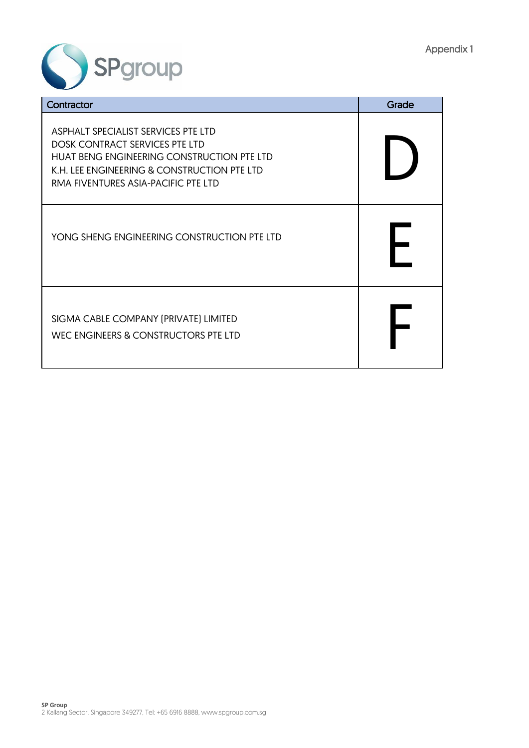Appendix 1

| Contractor | Grade |
|---|---|
| ASPHALT SPECIALIST SERVICES PTE LTD<br>DOSK CONTRACT SERVICES PTE LTD<br>HUAT BENG ENGINEERING CONSTRUCTION PTE LTD<br>K.H. LEE ENGINEERING & CONSTRUCTION PTE LTD<br>RMA FIVENTURES ASIA-PACIFIC PTE LTD | D |
| YONG SHENG ENGINEERING CONSTRUCTION PTE LTD | E |
| SIGMA CABLE COMPANY (PRIVATE) LIMITED<br>WEC ENGINEERS & CONSTRUCTORS PTE LTD | F |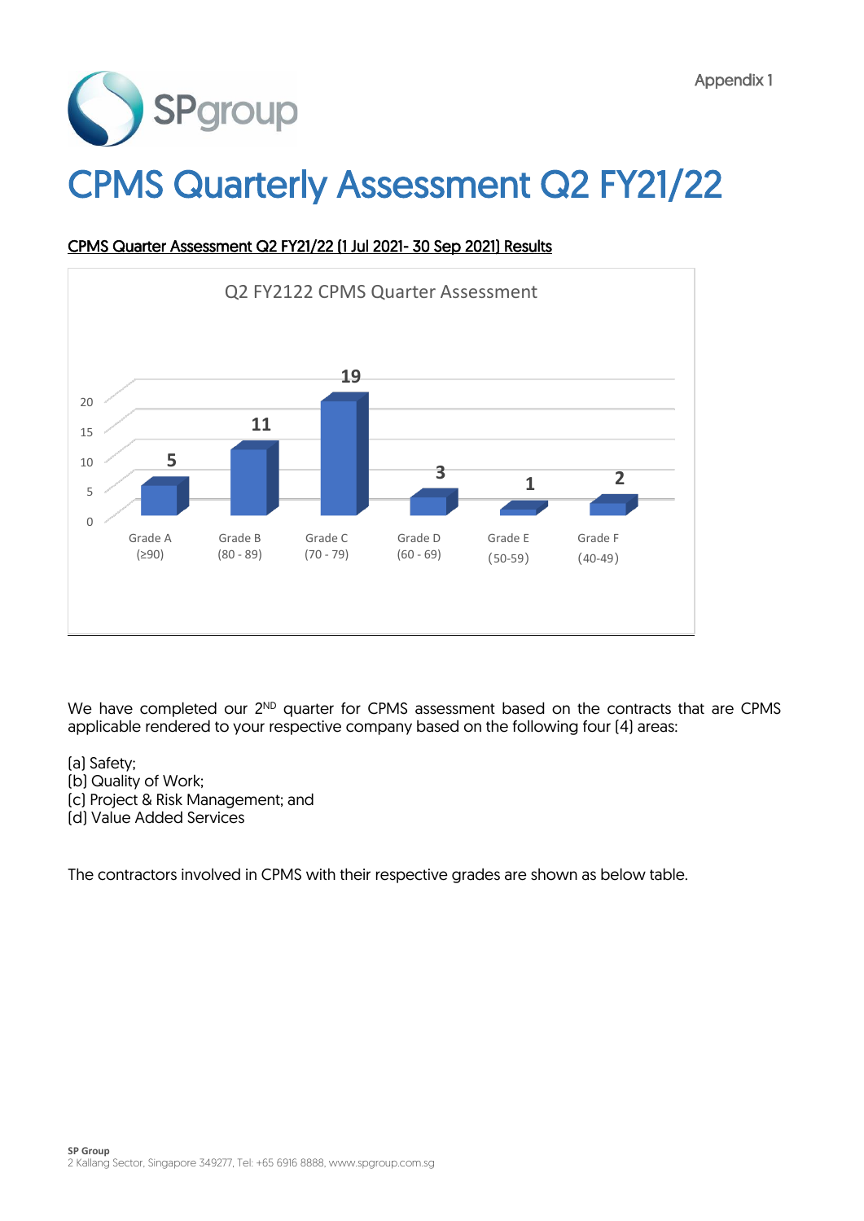Appendix 1

SPgroup

# CPMS Quarterly Assessment Q2 FY21/22

<u>CPMS Quarter Assessment Q2 FY21/22 (1 Jul 2021- 30 Sep 2021) Results</u>

**Q2 FY2122 CPMS Quarter Assessment**

| Grade | Number |
|---|---|
| Grade A (≥90) | 5 |
| Grade B (80 - 89) | 11 |
| Grade C (70 - 79) | 19 |
| Grade D (60 - 69) | 3 |
| Grade E (50-59) | 1 |
| Grade F (40-49) | 2 |

We have completed our 2[ND] quarter for CPMS assessment based on the contracts that are CPMS applicable rendered to your respective company based on the following four (4) areas:

(a) Safety;
(b) Quality of Work;
(c) Project & Risk Management; and
(d) Value Added Services

The contractors involved in CPMS with their respective grades are shown as below table.

**SP Group**
2 Kallang Sector, Singapore 349277, Tel: +65 6916 8888, www.spgroup.com.sg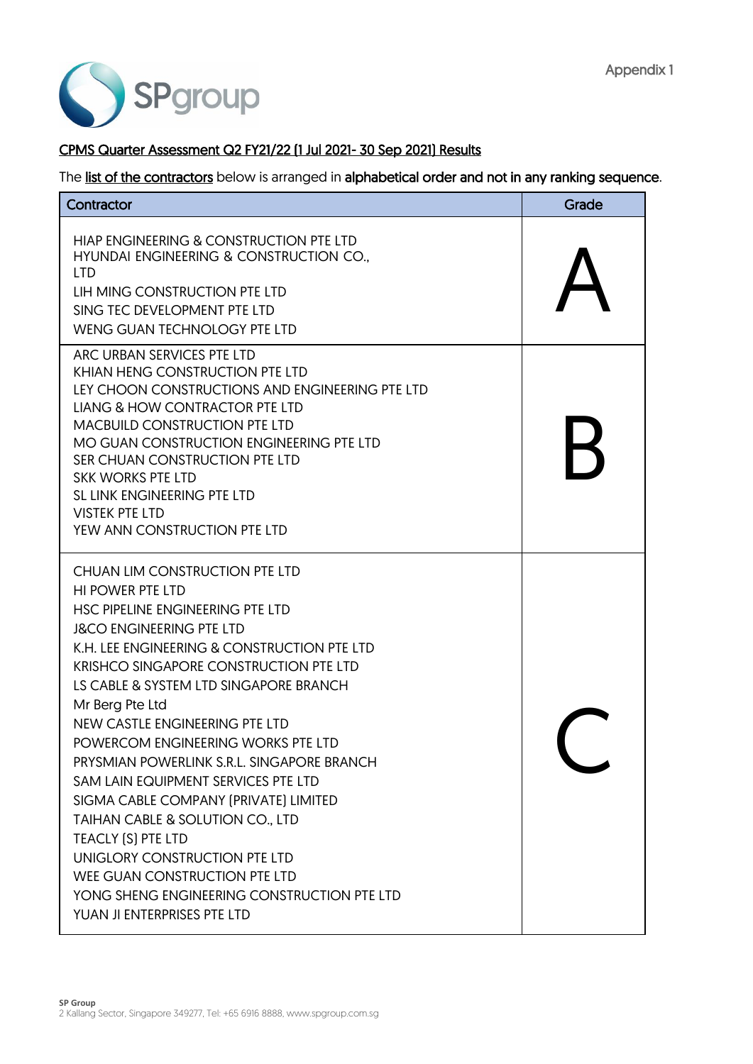Appendix 1

**CPMS Quarter Assessment Q2 FY21/22 (1 Jul 2021- 30 Sep 2021) Results**

The list of the contractors below is arranged in **alphabetical order and not in any ranking sequence**.

| Contractor | Grade |
| --- | --- |
| HIAP ENGINEERING & CONSTRUCTION PTE LTD<br>HYUNDAI ENGINEERING & CONSTRUCTION CO., LTD<br>LIH MING CONSTRUCTION PTE LTD<br>SING TEC DEVELOPMENT PTE LTD<br>WENG GUAN TECHNOLOGY PTE LTD | A |
| ARC URBAN SERVICES PTE LTD<br>KHIAN HENG CONSTRUCTION PTE LTD<br>LEY CHOON CONSTRUCTIONS AND ENGINEERING PTE LTD<br>LIANG & HOW CONTRACTOR PTE LTD<br>MACBUILD CONSTRUCTION PTE LTD<br>MO GUAN CONSTRUCTION ENGINEERING PTE LTD<br>SER CHUAN CONSTRUCTION PTE LTD<br>SKK WORKS PTE LTD<br>SL LINK ENGINEERING PTE LTD<br>VISTEK PTE LTD<br>YEW ANN CONSTRUCTION PTE LTD | B |
| CHUAN LIM CONSTRUCTION PTE LTD<br>HI POWER PTE LTD<br>HSC PIPELINE ENGINEERING PTE LTD<br>J&CO ENGINEERING PTE LTD<br>K.H. LEE ENGINEERING & CONSTRUCTION PTE LTD<br>KRISHCO SINGAPORE CONSTRUCTION PTE LTD<br>LS CABLE & SYSTEM LTD SINGAPORE BRANCH<br>Mr Berg Pte Ltd<br>NEW CASTLE ENGINEERING PTE LTD<br>POWERCOM ENGINEERING WORKS PTE LTD<br>PRYSMIAN POWERLINK S.R.L. SINGAPORE BRANCH<br>SAM LAIN EQUIPMENT SERVICES PTE LTD<br>SIGMA CABLE COMPANY (PRIVATE) LIMITED<br>TAIHAN CABLE & SOLUTION CO., LTD<br>TEACLY (S) PTE LTD<br>UNIGLORY CONSTRUCTION PTE LTD<br>WEE GUAN CONSTRUCTION PTE LTD<br>YONG SHENG ENGINEERING CONSTRUCTION PTE LTD<br>YUAN JI ENTERPRISES PTE LTD | C |

**SP Group**
2 Kallang Sector, Singapore 349277, Tel: +65 6916 8888, www.spgroup.com.sg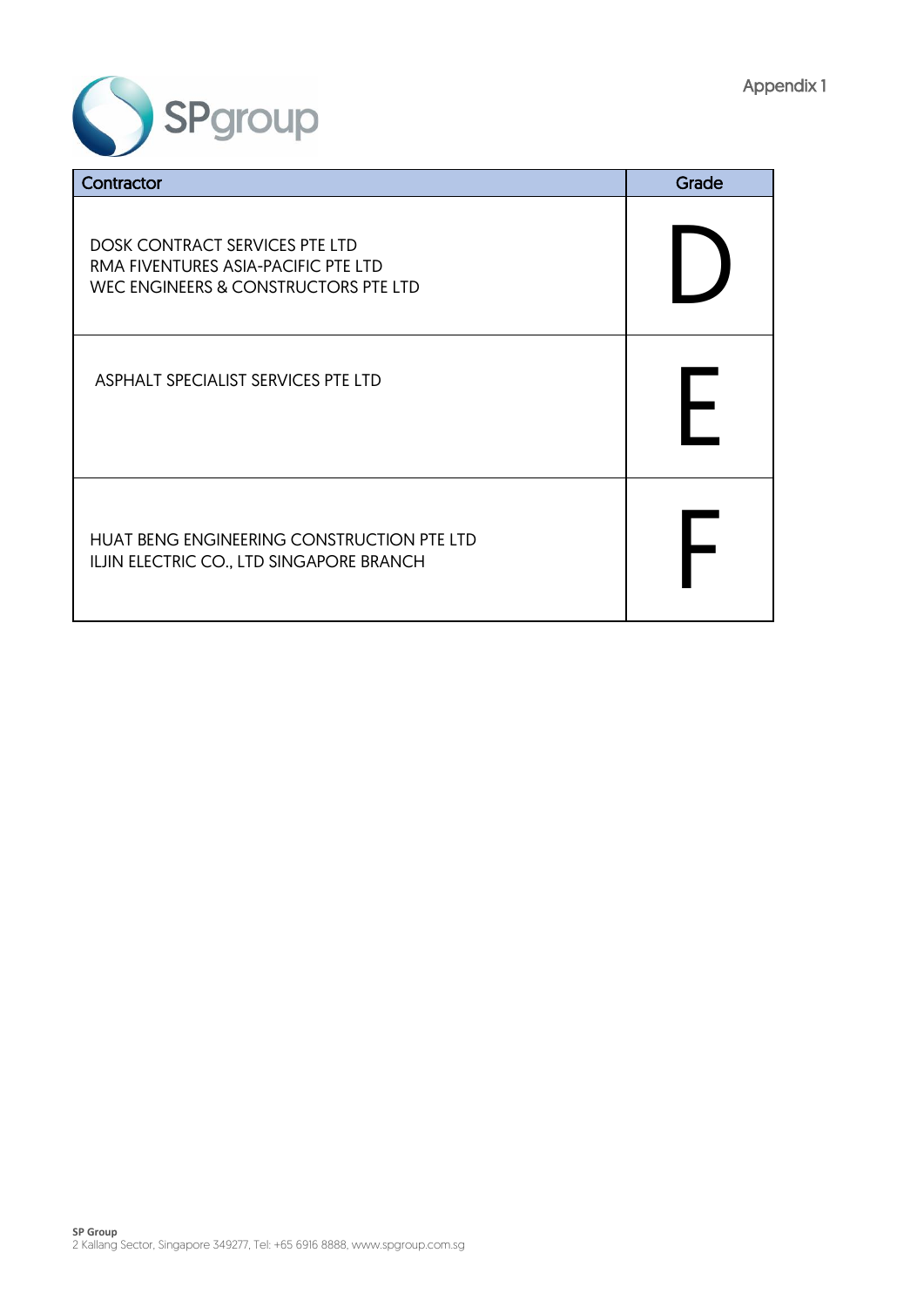Appendix 1

| Contractor | Grade |
|---|---|
| DOSK CONTRACT SERVICES PTE LTD<br>RMA FIVENTURES ASIA-PACIFIC PTE LTD<br>WEC ENGINEERS & CONSTRUCTORS PTE LTD | D |
| ASPHALT SPECIALIST SERVICES PTE LTD | E |
| HUAT BENG ENGINEERING CONSTRUCTION PTE LTD<br>ILJIN ELECTRIC CO., LTD SINGAPORE BRANCH | F |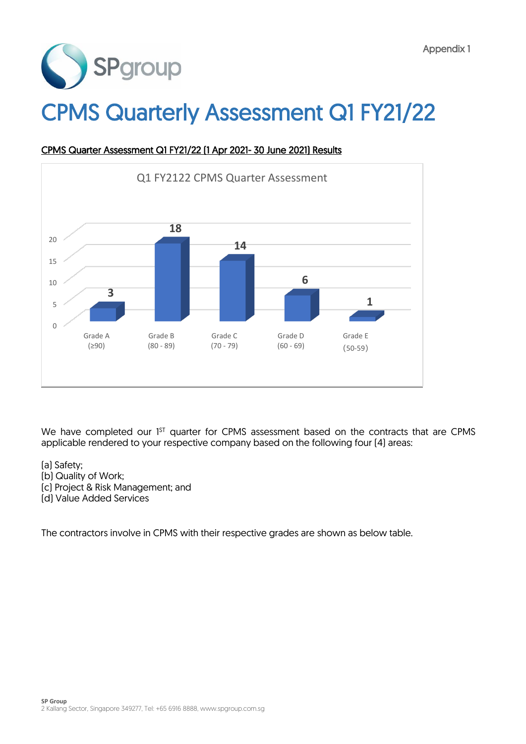Appendix 1

# CPMS Quarterly Assessment Q1 FY21/22

CPMS Quarter Assessment Q1 FY21/22 (1 Apr 2021- 30 June 2021) Results

Q1 FY2122 CPMS Quarter Assessment

| Grade | Count |
| --- | --- |
| Grade A (≥90) | 3 |
| Grade B (80 - 89) | 18 |
| Grade C (70 - 79) | 14 |
| Grade D (60 - 69) | 6 |
| Grade E (50-59) | 1 |

We have completed our 1ST quarter for CPMS assessment based on the contracts that are CPMS applicable rendered to your respective company based on the following four (4) areas:

(a) Safety;
(b) Quality of Work;
(c) Project & Risk Management; and
(d) Value Added Services

The contractors involve in CPMS with their respective grades are shown as below table.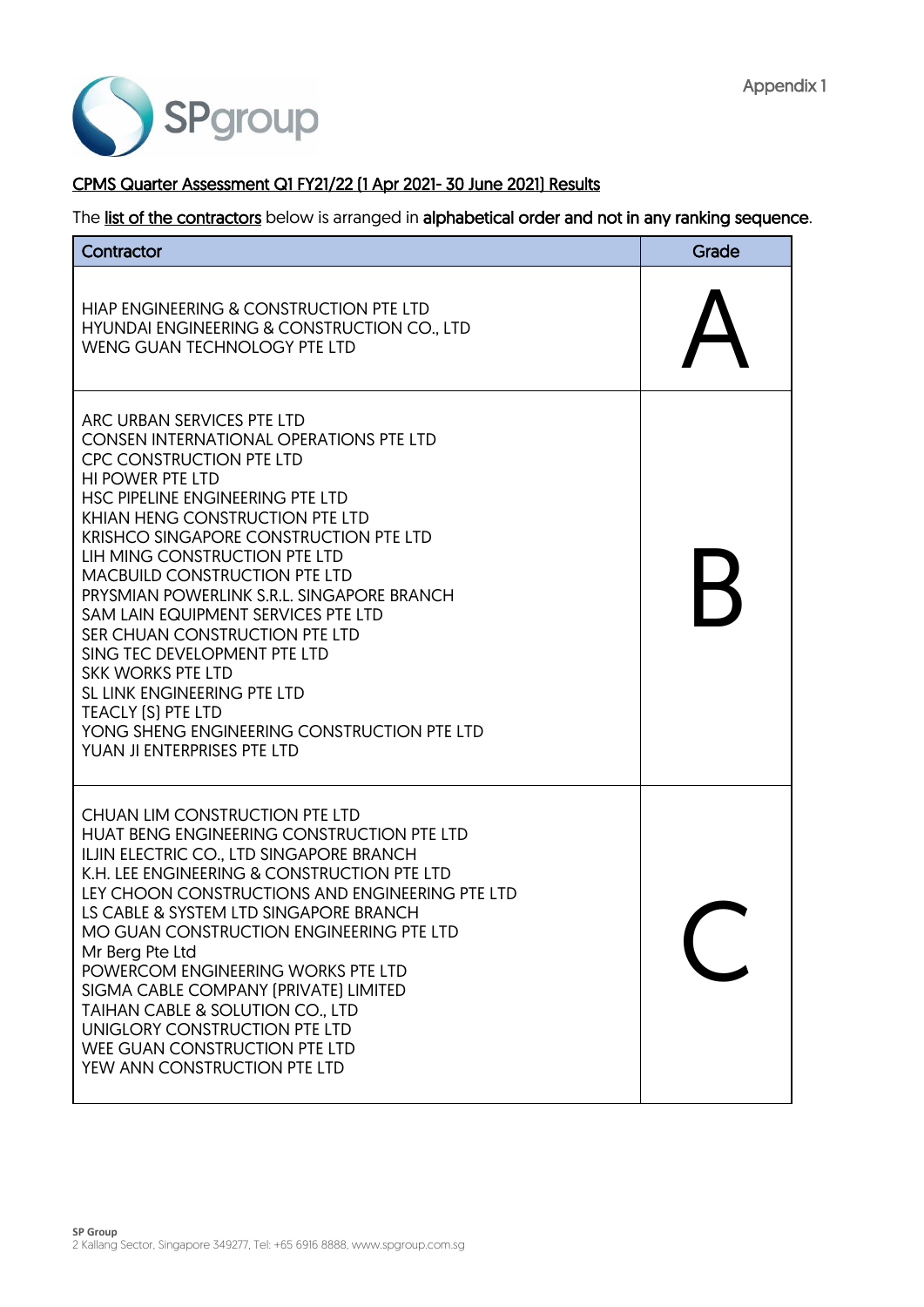Appendix 1

SPgroup

CPMS Quarter Assessment Q1 FY21/22 (1 Apr 2021- 30 June 2021) Results

The list of the contractors below is arranged in **alphabetical order and not in any ranking sequence**.

| Contractor | Grade |
|---|---|
| HIAP ENGINEERING & CONSTRUCTION PTE LTD<br>HYUNDAI ENGINEERING & CONSTRUCTION CO., LTD<br>WENG GUAN TECHNOLOGY PTE LTD | A |
| ARC URBAN SERVICES PTE LTD<br>CONSEN INTERNATIONAL OPERATIONS PTE LTD<br>CPC CONSTRUCTION PTE LTD<br>HI POWER PTE LTD<br>HSC PIPELINE ENGINEERING PTE LTD<br>KHIAN HENG CONSTRUCTION PTE LTD<br>KRISHCO SINGAPORE CONSTRUCTION PTE LTD<br>LIH MING CONSTRUCTION PTE LTD<br>MACBUILD CONSTRUCTION PTE LTD<br>PRYSMIAN POWERLINK S.R.L. SINGAPORE BRANCH<br>SAM LAIN EQUIPMENT SERVICES PTE LTD<br>SER CHUAN CONSTRUCTION PTE LTD<br>SING TEC DEVELOPMENT PTE LTD<br>SKK WORKS PTE LTD<br>SL LINK ENGINEERING PTE LTD<br>TEACLY (S) PTE LTD<br>YONG SHENG ENGINEERING CONSTRUCTION PTE LTD<br>YUAN JI ENTERPRISES PTE LTD | B |
| CHUAN LIM CONSTRUCTION PTE LTD<br>HUAT BENG ENGINEERING CONSTRUCTION PTE LTD<br>ILJIN ELECTRIC CO., LTD SINGAPORE BRANCH<br>K.H. LEE ENGINEERING & CONSTRUCTION PTE LTD<br>LEY CHOON CONSTRUCTIONS AND ENGINEERING PTE LTD<br>LS CABLE & SYSTEM LTD SINGAPORE BRANCH<br>MO GUAN CONSTRUCTION ENGINEERING PTE LTD<br>Mr Berg Pte Ltd<br>POWERCOM ENGINEERING WORKS PTE LTD<br>SIGMA CABLE COMPANY (PRIVATE) LIMITED<br>TAIHAN CABLE & SOLUTION CO., LTD<br>UNIGLORY CONSTRUCTION PTE LTD<br>WEE GUAN CONSTRUCTION PTE LTD<br>YEW ANN CONSTRUCTION PTE LTD | C |

**SP Group**
2 Kallang Sector, Singapore 349277, Tel: +65 6916 8888, www.spgroup.com.sg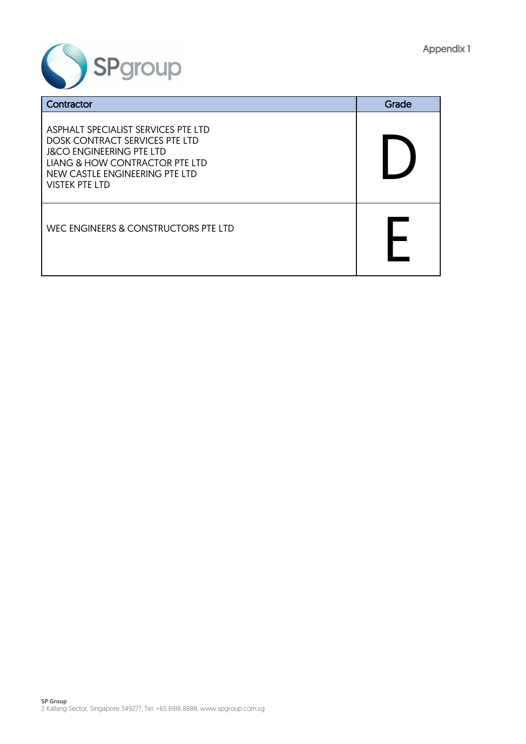Appendix 1

| Contractor | Grade |
| --- | --- |
| ASPHALT SPECIALIST SERVICES PTE LTD<br>DOSK CONTRACT SERVICES PTE LTD<br>J&CO ENGINEERING PTE LTD<br>LIANG & HOW CONTRACTOR PTE LTD<br>NEW CASTLE ENGINEERING PTE LTD<br>VISTEK PTE LTD | D |
| WEC ENGINEERS & CONSTRUCTORS PTE LTD | E |

**SP Group**
2 Kallang Sector, Singapore 349277, Tel: +65 6916 8888, www.spgroup.com.sg